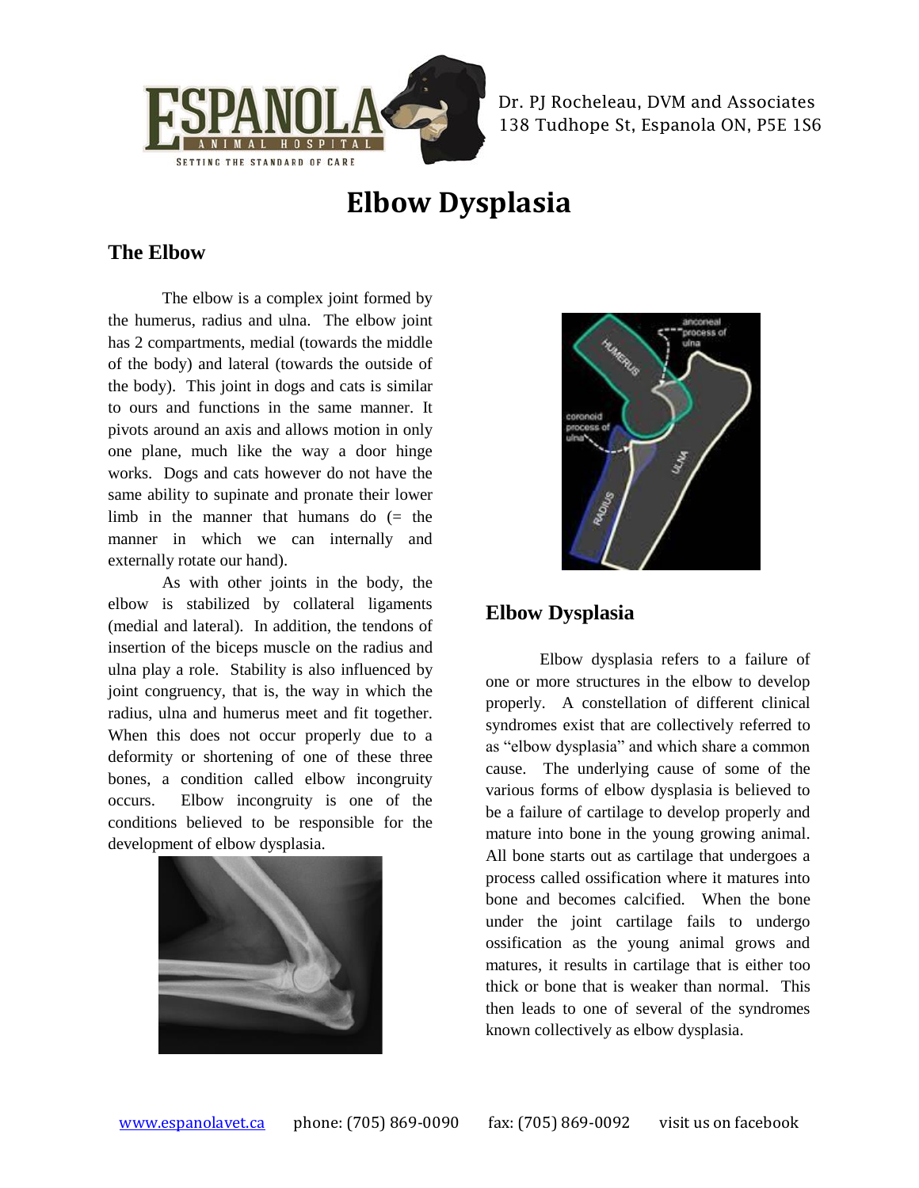Dr. PJ Rocheleau, DVM and Associates
138 Tudhope St, Espanola ON, P5E 1S6

# Elbow Dysplasia

## The Elbow

The elbow is a complex joint formed by the humerus, radius and ulna. The elbow joint has 2 compartments, medial (towards the middle of the body) and lateral (towards the outside of the body). This joint in dogs and cats is similar to ours and functions in the same manner. It pivots around an axis and allows motion in only one plane, much like the way a door hinge works. Dogs and cats however do not have the same ability to supinate and pronate their lower limb in the manner that humans do (= the manner in which we can internally and externally rotate our hand).

As with other joints in the body, the elbow is stabilized by collateral ligaments (medial and lateral). In addition, the tendons of insertion of the biceps muscle on the radius and ulna play a role. Stability is also influenced by joint congruency, that is, the way in which the radius, ulna and humerus meet and fit together. When this does not occur properly due to a deformity or shortening of one of these three bones, a condition called elbow incongruity occurs. Elbow incongruity is one of the conditions believed to be responsible for the development of elbow dysplasia.

## Elbow Dysplasia

Elbow dysplasia refers to a failure of one or more structures in the elbow to develop properly. A constellation of different clinical syndromes exist that are collectively referred to as "elbow dysplasia" and which share a common cause. The underlying cause of some of the various forms of elbow dysplasia is believed to be a failure of cartilage to develop properly and mature into bone in the young growing animal. All bone starts out as cartilage that undergoes a process called ossification where it matures into bone and becomes calcified. When the bone under the joint cartilage fails to undergo ossification as the young animal grows and matures, it results in cartilage that is either too thick or bone that is weaker than normal. This then leads to one of several of the syndromes known collectively as elbow dysplasia.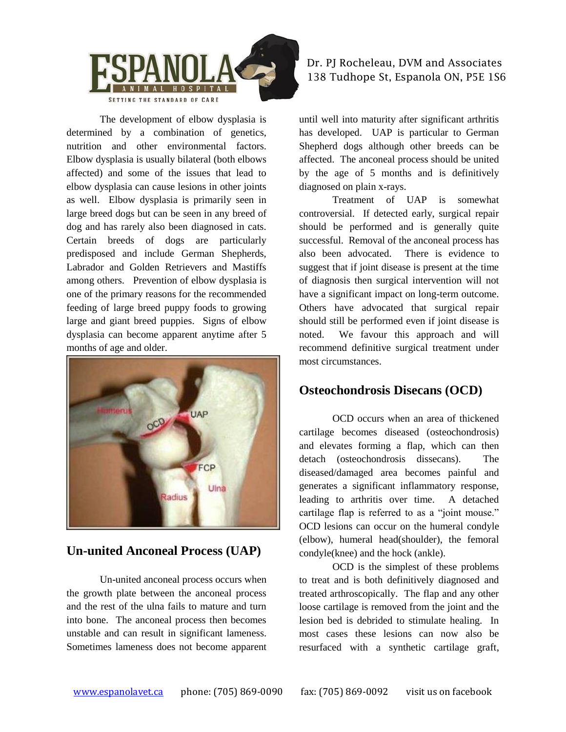The development of elbow dysplasia is determined by a combination of genetics, nutrition and other environmental factors. Elbow dysplasia is usually bilateral (both elbows affected) and some of the issues that lead to elbow dysplasia can cause lesions in other joints as well. Elbow dysplasia is primarily seen in large breed dogs but can be seen in any breed of dog and has rarely also been diagnosed in cats. Certain breeds of dogs are particularly predisposed and include German Shepherds, Labrador and Golden Retrievers and Mastiffs among others. Prevention of elbow dysplasia is one of the primary reasons for the recommended feeding of large breed puppy foods to growing large and giant breed puppies. Signs of elbow dysplasia can become apparent anytime after 5 months of age and older.

## Un-united Anconeal Process (UAP)

Un-united anconeal process occurs when the growth plate between the anconeal process and the rest of the ulna fails to mature and turn into bone. The anconeal process then becomes unstable and can result in significant lameness. Sometimes lameness does not become apparent until well into maturity after significant arthritis has developed. UAP is particular to German Shepherd dogs although other breeds can be affected. The anconeal process should be united by the age of 5 months and is definitively diagnosed on plain x-rays.

Treatment of UAP is somewhat controversial. If detected early, surgical repair should be performed and is generally quite successful. Removal of the anconeal process has also been advocated. There is evidence to suggest that if joint disease is present at the time of diagnosis then surgical intervention will not have a significant impact on long-term outcome. Others have advocated that surgical repair should still be performed even if joint disease is noted. We favour this approach and will recommend definitive surgical treatment under most circumstances.

## Osteochondrosis Disecans (OCD)

OCD occurs when an area of thickened cartilage becomes diseased (osteochondrosis) and elevates forming a flap, which can then detach (osteochondrosis dissecans). The diseased/damaged area becomes painful and generates a significant inflammatory response, leading to arthritis over time. A detached cartilage flap is referred to as a "joint mouse." OCD lesions can occur on the humeral condyle (elbow), humeral head(shoulder), the femoral condyle(knee) and the hock (ankle).

OCD is the simplest of these problems to treat and is both definitively diagnosed and treated arthroscopically. The flap and any other loose cartilage is removed from the joint and the lesion bed is debrided to stimulate healing. In most cases these lesions can now also be resurfaced with a synthetic cartilage graft,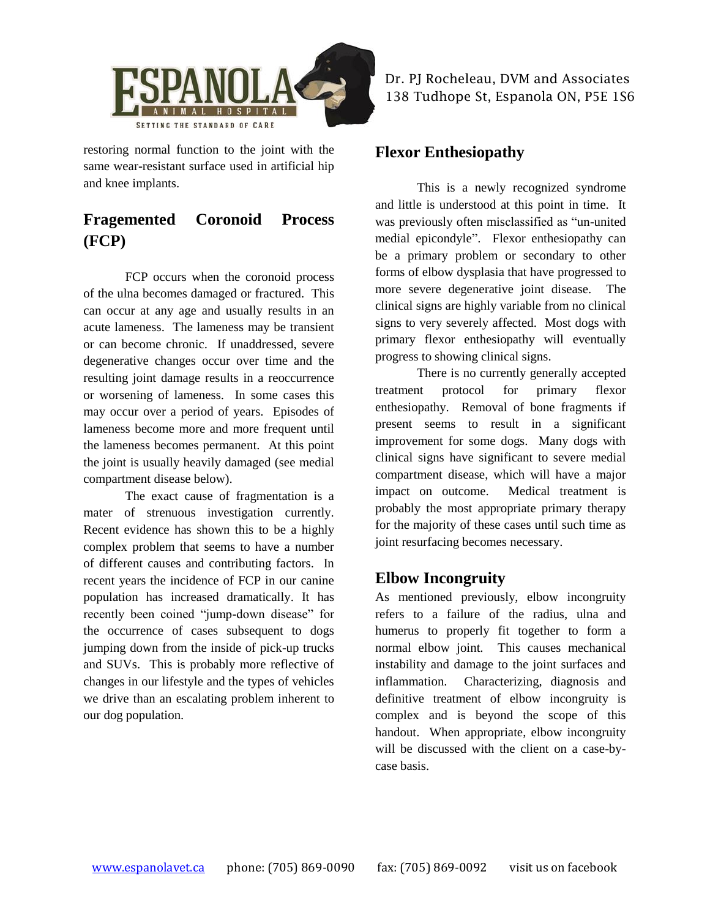restoring normal function to the joint with the same wear-resistant surface used in artificial hip and knee implants.

## Fragemented Coronoid Process (FCP)

FCP occurs when the coronoid process of the ulna becomes damaged or fractured. This can occur at any age and usually results in an acute lameness. The lameness may be transient or can become chronic. If unaddressed, severe degenerative changes occur over time and the resulting joint damage results in a reoccurrence or worsening of lameness. In some cases this may occur over a period of years. Episodes of lameness become more and more frequent until the lameness becomes permanent. At this point the joint is usually heavily damaged (see medial compartment disease below).

The exact cause of fragmentation is a mater of strenuous investigation currently. Recent evidence has shown this to be a highly complex problem that seems to have a number of different causes and contributing factors. In recent years the incidence of FCP in our canine population has increased dramatically. It has recently been coined "jump-down disease" for the occurrence of cases subsequent to dogs jumping down from the inside of pick-up trucks and SUVs. This is probably more reflective of changes in our lifestyle and the types of vehicles we drive than an escalating problem inherent to our dog population.

## Flexor Enthesiopathy

This is a newly recognized syndrome and little is understood at this point in time. It was previously often misclassified as "un-united medial epicondyle". Flexor enthesiopathy can be a primary problem or secondary to other forms of elbow dysplasia that have progressed to more severe degenerative joint disease. The clinical signs are highly variable from no clinical signs to very severely affected. Most dogs with primary flexor enthesiopathy will eventually progress to showing clinical signs.

There is no currently generally accepted treatment protocol for primary flexor enthesiopathy. Removal of bone fragments if present seems to result in a significant improvement for some dogs. Many dogs with clinical signs have significant to severe medial compartment disease, which will have a major impact on outcome. Medical treatment is probably the most appropriate primary therapy for the majority of these cases until such time as joint resurfacing becomes necessary.

## Elbow Incongruity

As mentioned previously, elbow incongruity refers to a failure of the radius, ulna and humerus to properly fit together to form a normal elbow joint. This causes mechanical instability and damage to the joint surfaces and inflammation. Characterizing, diagnosis and definitive treatment of elbow incongruity is complex and is beyond the scope of this handout. When appropriate, elbow incongruity will be discussed with the client on a case-by-case basis.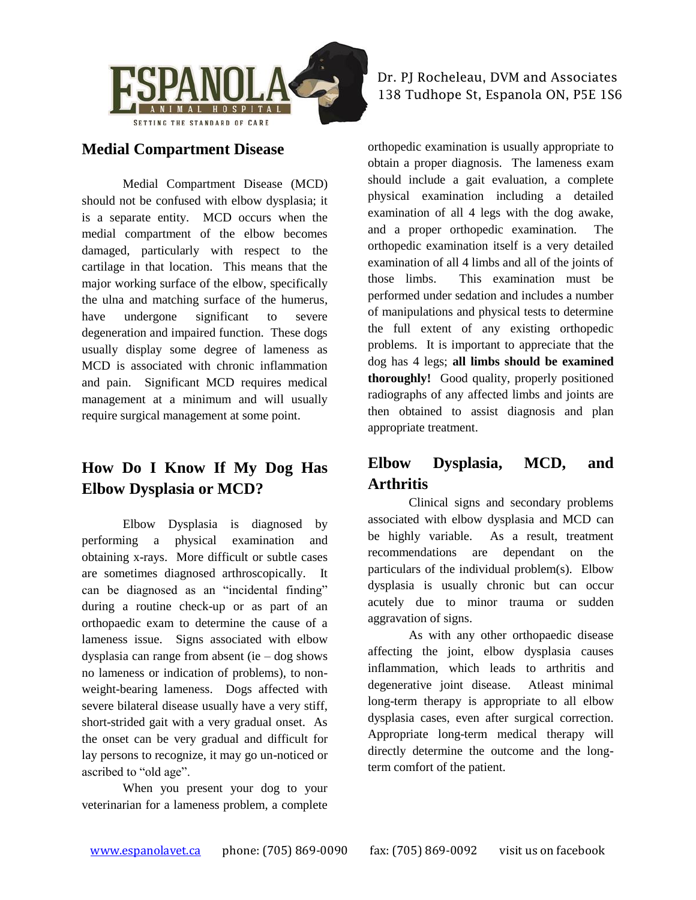## Medial Compartment Disease

Medial Compartment Disease (MCD) should not be confused with elbow dysplasia; it is a separate entity. MCD occurs when the medial compartment of the elbow becomes damaged, particularly with respect to the cartilage in that location. This means that the major working surface of the elbow, specifically the ulna and matching surface of the humerus, have undergone significant to severe degeneration and impaired function. These dogs usually display some degree of lameness as MCD is associated with chronic inflammation and pain. Significant MCD requires medical management at a minimum and will usually require surgical management at some point.

## How Do I Know If My Dog Has Elbow Dysplasia or MCD?

Elbow Dysplasia is diagnosed by performing a physical examination and obtaining x-rays. More difficult or subtle cases are sometimes diagnosed arthroscopically. It can be diagnosed as an "incidental finding" during a routine check-up or as part of an orthopaedic exam to determine the cause of a lameness issue. Signs associated with elbow dysplasia can range from absent (ie – dog shows no lameness or indication of problems), to non-weight-bearing lameness. Dogs affected with severe bilateral disease usually have a very stiff, short-strided gait with a very gradual onset. As the onset can be very gradual and difficult for lay persons to recognize, it may go un-noticed or ascribed to "old age".

When you present your dog to your veterinarian for a lameness problem, a complete orthopedic examination is usually appropriate to obtain a proper diagnosis. The lameness exam should include a gait evaluation, a complete physical examination including a detailed examination of all 4 legs with the dog awake, and a proper orthopedic examination. The orthopedic examination itself is a very detailed examination of all 4 limbs and all of the joints of those limbs. This examination must be performed under sedation and includes a number of manipulations and physical tests to determine the full extent of any existing orthopedic problems. It is important to appreciate that the dog has 4 legs; **all limbs should be examined thoroughly!** Good quality, properly positioned radiographs of any affected limbs and joints are then obtained to assist diagnosis and plan appropriate treatment.

## Elbow Dysplasia, MCD, and Arthritis

Clinical signs and secondary problems associated with elbow dysplasia and MCD can be highly variable. As a result, treatment recommendations are dependant on the particulars of the individual problem(s). Elbow dysplasia is usually chronic but can occur acutely due to minor trauma or sudden aggravation of signs.

As with any other orthopaedic disease affecting the joint, elbow dysplasia causes inflammation, which leads to arthritis and degenerative joint disease. Atleast minimal long-term therapy is appropriate to all elbow dysplasia cases, even after surgical correction. Appropriate long-term medical therapy will directly determine the outcome and the long-term comfort of the patient.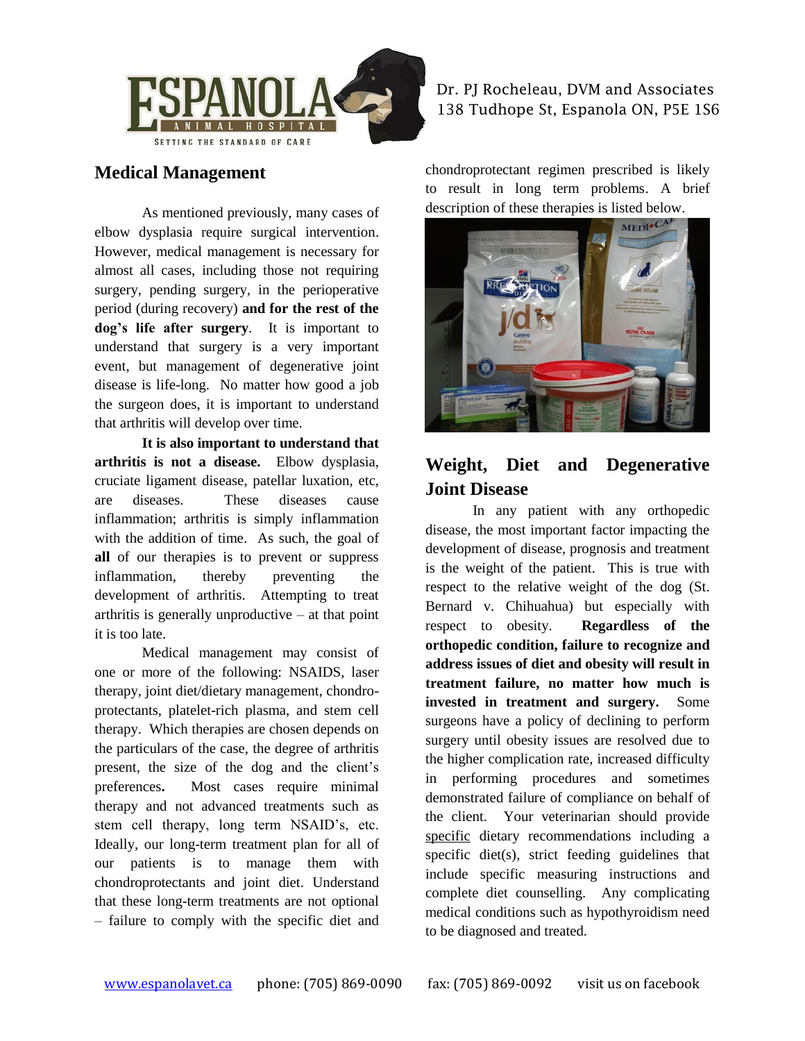## Medical Management

As mentioned previously, many cases of elbow dysplasia require surgical intervention. However, medical management is necessary for almost all cases, including those not requiring surgery, pending surgery, in the perioperative period (during recovery) **and for the rest of the dog's life after surgery**. It is important to understand that surgery is a very important event, but management of degenerative joint disease is life-long. No matter how good a job the surgeon does, it is important to understand that arthritis will develop over time.

**It is also important to understand that arthritis is not a disease.** Elbow dysplasia, cruciate ligament disease, patellar luxation, etc, are diseases. These diseases cause inflammation; arthritis is simply inflammation with the addition of time. As such, the goal of **all** of our therapies is to prevent or suppress inflammation, thereby preventing the development of arthritis. Attempting to treat arthritis is generally unproductive – at that point it is too late.

Medical management may consist of one or more of the following: NSAIDS, laser therapy, joint diet/dietary management, chondro-protectants, platelet-rich plasma, and stem cell therapy. Which therapies are chosen depends on the particulars of the case, the degree of arthritis present, the size of the dog and the client's preferences**.** Most cases require minimal therapy and not advanced treatments such as stem cell therapy, long term NSAID's, etc. Ideally, our long-term treatment plan for all of our patients is to manage them with chondroprotectants and joint diet. Understand that these long-term treatments are not optional – failure to comply with the specific diet and chondroprotectant regimen prescribed is likely to result in long term problems. A brief description of these therapies is listed below.

## Weight, Diet and Degenerative Joint Disease

In any patient with any orthopedic disease, the most important factor impacting the development of disease, prognosis and treatment is the weight of the patient. This is true with respect to the relative weight of the dog (St. Bernard v. Chihuahua) but especially with respect to obesity. **Regardless of the orthopedic condition, failure to recognize and address issues of diet and obesity will result in treatment failure, no matter how much is invested in treatment and surgery.** Some surgeons have a policy of declining to perform surgery until obesity issues are resolved due to the higher complication rate, increased difficulty in performing procedures and sometimes demonstrated failure of compliance on behalf of the client. Your veterinarian should provide specific dietary recommendations including a specific diet(s), strict feeding guidelines that include specific measuring instructions and complete diet counselling. Any complicating medical conditions such as hypothyroidism need to be diagnosed and treated.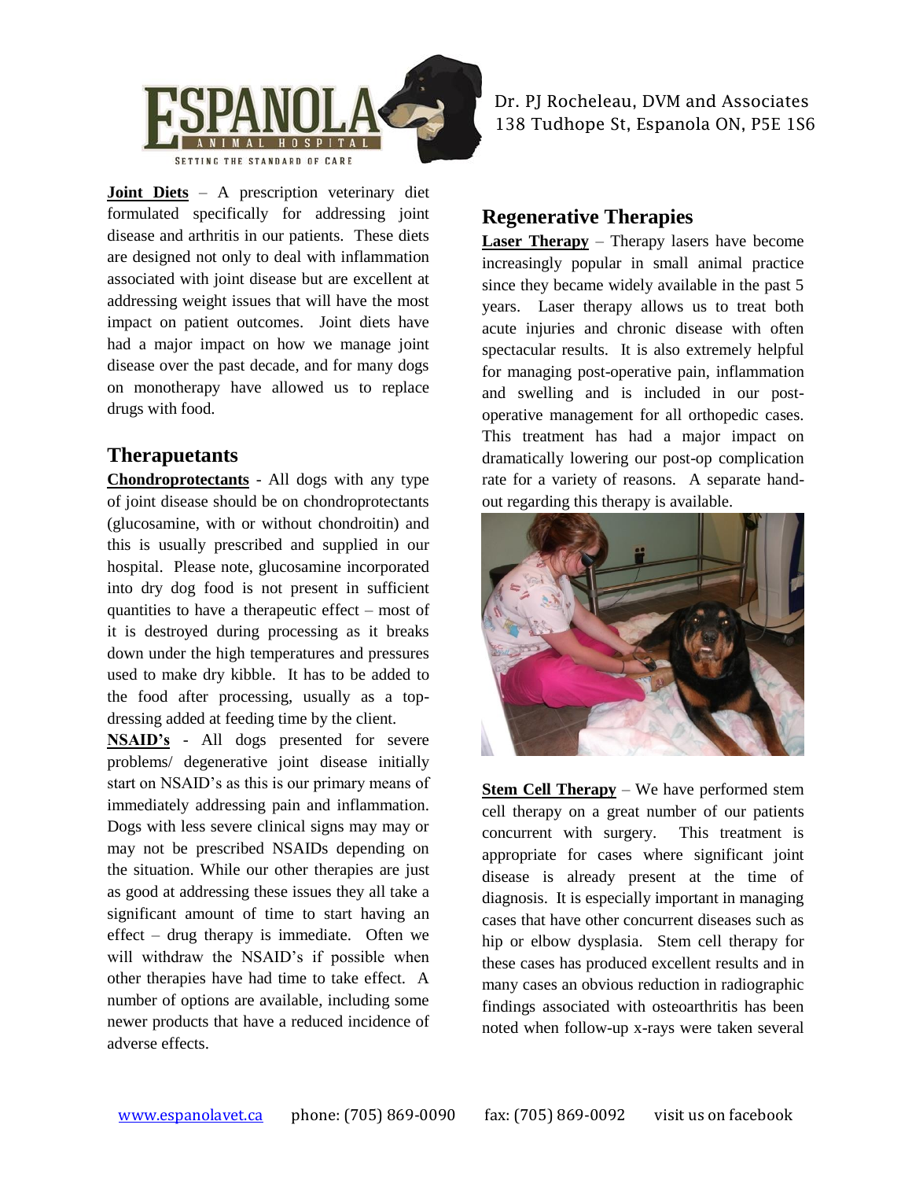**Joint Diets** – A prescription veterinary diet formulated specifically for addressing joint disease and arthritis in our patients. These diets are designed not only to deal with inflammation associated with joint disease but are excellent at addressing weight issues that will have the most impact on patient outcomes. Joint diets have had a major impact on how we manage joint disease over the past decade, and for many dogs on monotherapy have allowed us to replace drugs with food.

## Therapuetants

**Chondroprotectants** - All dogs with any type of joint disease should be on chondroprotectants (glucosamine, with or without chondroitin) and this is usually prescribed and supplied in our hospital. Please note, glucosamine incorporated into dry dog food is not present in sufficient quantities to have a therapeutic effect – most of it is destroyed during processing as it breaks down under the high temperatures and pressures used to make dry kibble. It has to be added to the food after processing, usually as a top-dressing added at feeding time by the client.

**NSAID's** - All dogs presented for severe problems/ degenerative joint disease initially start on NSAID's as this is our primary means of immediately addressing pain and inflammation. Dogs with less severe clinical signs may may or may not be prescribed NSAIDs depending on the situation. While our other therapies are just as good at addressing these issues they all take a significant amount of time to start having an effect – drug therapy is immediate. Often we will withdraw the NSAID's if possible when other therapies have had time to take effect. A number of options are available, including some newer products that have a reduced incidence of adverse effects.

## Regenerative Therapies

**Laser Therapy** – Therapy lasers have become increasingly popular in small animal practice since they became widely available in the past 5 years. Laser therapy allows us to treat both acute injuries and chronic disease with often spectacular results. It is also extremely helpful for managing post-operative pain, inflammation and swelling and is included in our post-operative management for all orthopedic cases. This treatment has had a major impact on dramatically lowering our post-op complication rate for a variety of reasons. A separate hand-out regarding this therapy is available.

**Stem Cell Therapy** – We have performed stem cell therapy on a great number of our patients concurrent with surgery. This treatment is appropriate for cases where significant joint disease is already present at the time of diagnosis. It is especially important in managing cases that have other concurrent diseases such as hip or elbow dysplasia. Stem cell therapy for these cases has produced excellent results and in many cases an obvious reduction in radiographic findings associated with osteoarthritis has been noted when follow-up x-rays were taken several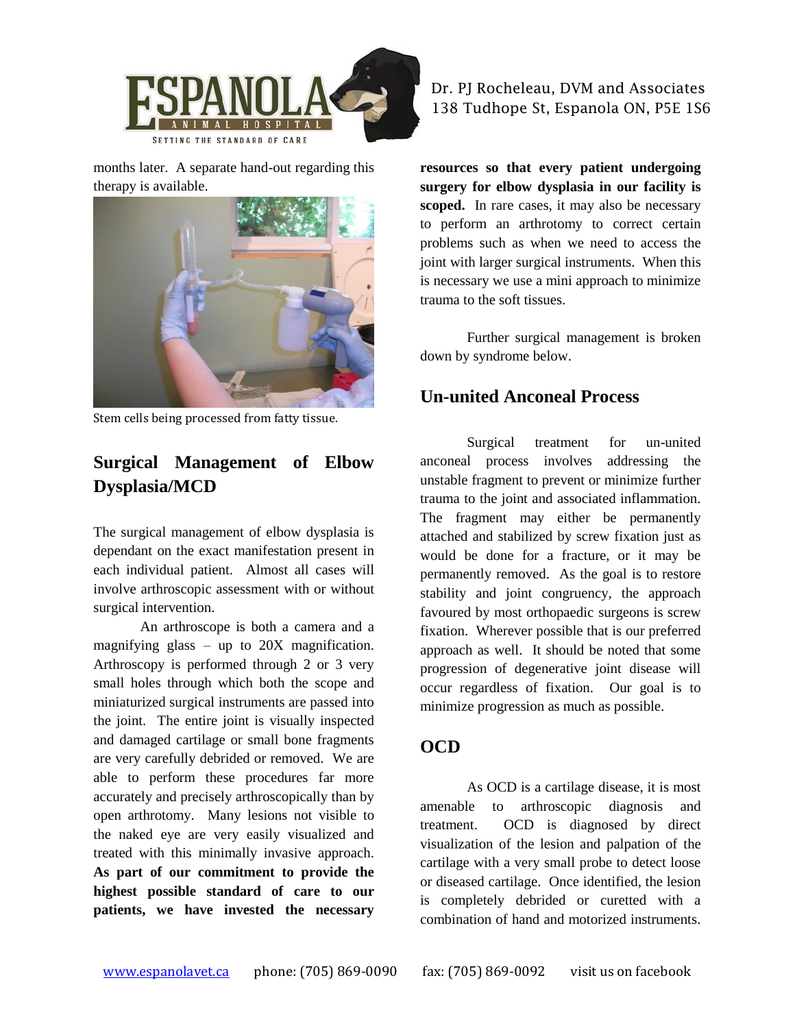months later. A separate hand-out regarding this therapy is available.

Stem cells being processed from fatty tissue.

## Surgical Management of Elbow Dysplasia/MCD

The surgical management of elbow dysplasia is dependant on the exact manifestation present in each individual patient. Almost all cases will involve arthroscopic assessment with or without surgical intervention.

An arthroscope is both a camera and a magnifying glass – up to 20X magnification. Arthroscopy is performed through 2 or 3 very small holes through which both the scope and miniaturized surgical instruments are passed into the joint. The entire joint is visually inspected and damaged cartilage or small bone fragments are very carefully debrided or removed. We are able to perform these procedures far more accurately and precisely arthroscopically than by open arthrotomy. Many lesions not visible to the naked eye are very easily visualized and treated with this minimally invasive approach. **As part of our commitment to provide the highest possible standard of care to our patients, we have invested the necessary resources so that every patient undergoing surgery for elbow dysplasia in our facility is scoped.** In rare cases, it may also be necessary to perform an arthrotomy to correct certain problems such as when we need to access the joint with larger surgical instruments. When this is necessary we use a mini approach to minimize trauma to the soft tissues.

Further surgical management is broken down by syndrome below.

## Un-united Anconeal Process

Surgical treatment for un-united anconeal process involves addressing the unstable fragment to prevent or minimize further trauma to the joint and associated inflammation. The fragment may either be permanently attached and stabilized by screw fixation just as would be done for a fracture, or it may be permanently removed. As the goal is to restore stability and joint congruency, the approach favoured by most orthopaedic surgeons is screw fixation. Wherever possible that is our preferred approach as well. It should be noted that some progression of degenerative joint disease will occur regardless of fixation. Our goal is to minimize progression as much as possible.

## OCD

As OCD is a cartilage disease, it is most amenable to arthroscopic diagnosis and treatment. OCD is diagnosed by direct visualization of the lesion and palpation of the cartilage with a very small probe to detect loose or diseased cartilage. Once identified, the lesion is completely debrided or curetted with a combination of hand and motorized instruments.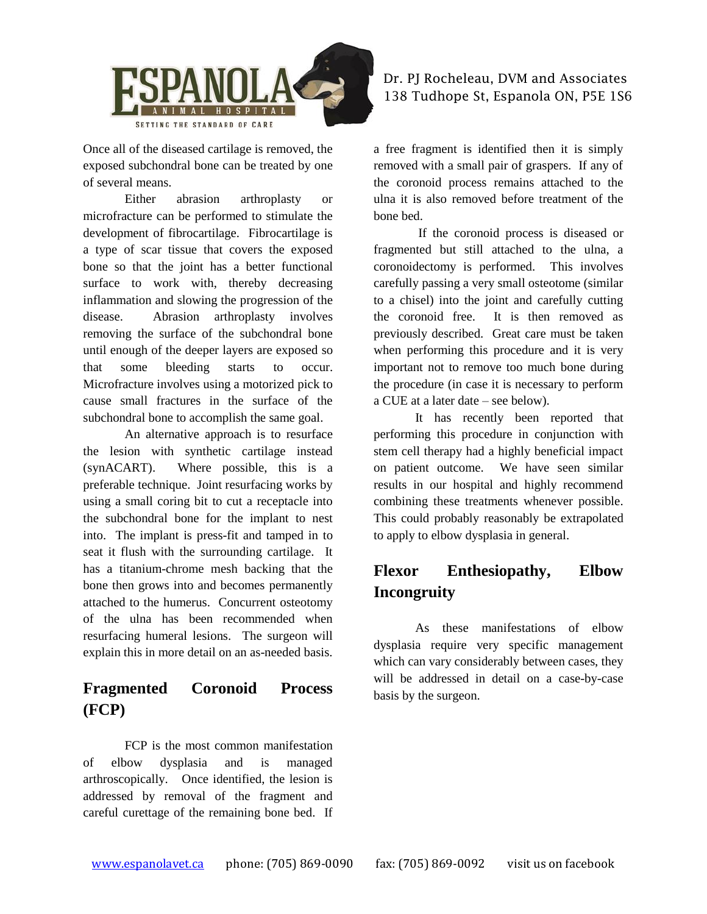Once all of the diseased cartilage is removed, the exposed subchondral bone can be treated by one of several means.

Either abrasion arthroplasty or microfracture can be performed to stimulate the development of fibrocartilage. Fibrocartilage is a type of scar tissue that covers the exposed bone so that the joint has a better functional surface to work with, thereby decreasing inflammation and slowing the progression of the disease. Abrasion arthroplasty involves removing the surface of the subchondral bone until enough of the deeper layers are exposed so that some bleeding starts to occur. Microfracture involves using a motorized pick to cause small fractures in the surface of the subchondral bone to accomplish the same goal.

An alternative approach is to resurface the lesion with synthetic cartilage instead (synACART). Where possible, this is a preferable technique. Joint resurfacing works by using a small coring bit to cut a receptacle into the subchondral bone for the implant to nest into. The implant is press-fit and tamped in to seat it flush with the surrounding cartilage. It has a titanium-chrome mesh backing that the bone then grows into and becomes permanently attached to the humerus. Concurrent osteotomy of the ulna has been recommended when resurfacing humeral lesions. The surgeon will explain this in more detail on an as-needed basis.

## Fragmented Coronoid Process (FCP)

FCP is the most common manifestation of elbow dysplasia and is managed arthroscopically. Once identified, the lesion is addressed by removal of the fragment and careful curettage of the remaining bone bed. If a free fragment is identified then it is simply removed with a small pair of graspers. If any of the coronoid process remains attached to the ulna it is also removed before treatment of the bone bed.

If the coronoid process is diseased or fragmented but still attached to the ulna, a coronoidectomy is performed. This involves carefully passing a very small osteotome (similar to a chisel) into the joint and carefully cutting the coronoid free. It is then removed as previously described. Great care must be taken when performing this procedure and it is very important not to remove too much bone during the procedure (in case it is necessary to perform a CUE at a later date – see below).

It has recently been reported that performing this procedure in conjunction with stem cell therapy had a highly beneficial impact on patient outcome. We have seen similar results in our hospital and highly recommend combining these treatments whenever possible. This could probably reasonably be extrapolated to apply to elbow dysplasia in general.

## Flexor Enthesiopathy, Elbow Incongruity

As these manifestations of elbow dysplasia require very specific management which can vary considerably between cases, they will be addressed in detail on a case-by-case basis by the surgeon.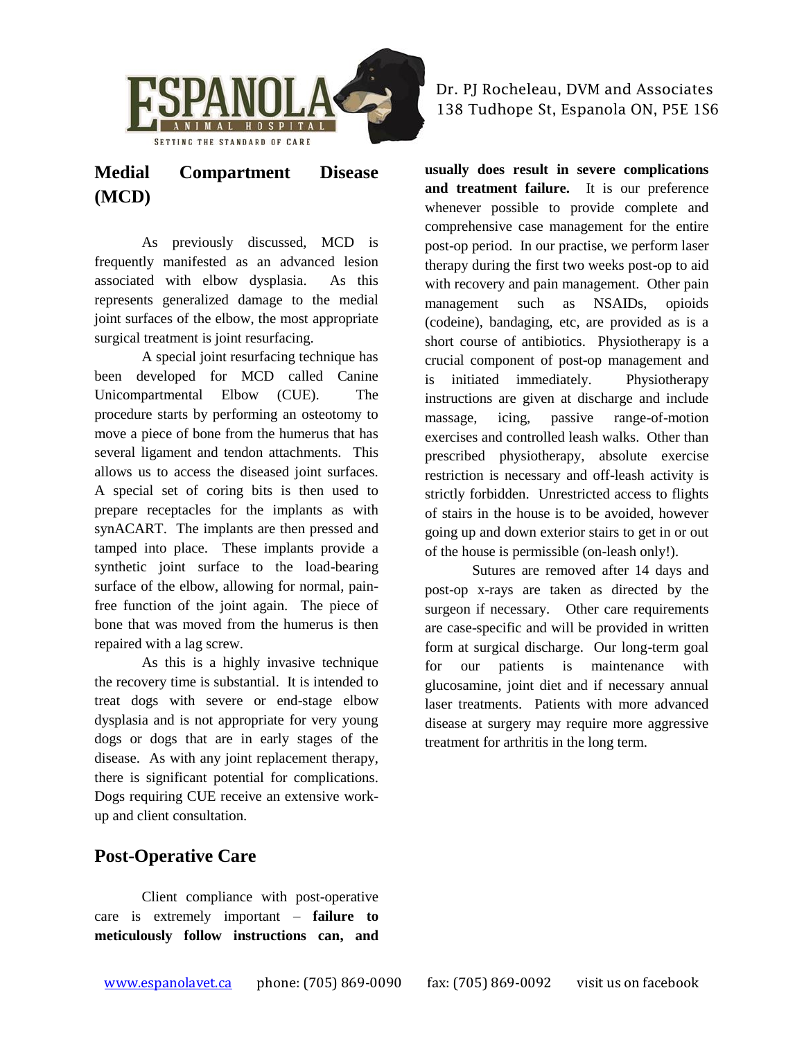## Medial Compartment Disease (MCD)

As previously discussed, MCD is frequently manifested as an advanced lesion associated with elbow dysplasia. As this represents generalized damage to the medial joint surfaces of the elbow, the most appropriate surgical treatment is joint resurfacing.

A special joint resurfacing technique has been developed for MCD called Canine Unicompartmental Elbow (CUE). The procedure starts by performing an osteotomy to move a piece of bone from the humerus that has several ligament and tendon attachments. This allows us to access the diseased joint surfaces. A special set of coring bits is then used to prepare receptacles for the implants as with synACART. The implants are then pressed and tamped into place. These implants provide a synthetic joint surface to the load-bearing surface of the elbow, allowing for normal, pain-free function of the joint again. The piece of bone that was moved from the humerus is then repaired with a lag screw.

As this is a highly invasive technique the recovery time is substantial. It is intended to treat dogs with severe or end-stage elbow dysplasia and is not appropriate for very young dogs or dogs that are in early stages of the disease. As with any joint replacement therapy, there is significant potential for complications. Dogs requiring CUE receive an extensive work-up and client consultation.

## Post-Operative Care

Client compliance with post-operative care is extremely important – **failure to meticulously follow instructions can, and usually does result in severe complications and treatment failure.** It is our preference whenever possible to provide complete and comprehensive case management for the entire post-op period. In our practise, we perform laser therapy during the first two weeks post-op to aid with recovery and pain management. Other pain management such as NSAIDs, opioids (codeine), bandaging, etc, are provided as is a short course of antibiotics. Physiotherapy is a crucial component of post-op management and is initiated immediately. Physiotherapy instructions are given at discharge and include massage, icing, passive range-of-motion exercises and controlled leash walks. Other than prescribed physiotherapy, absolute exercise restriction is necessary and off-leash activity is strictly forbidden. Unrestricted access to flights of stairs in the house is to be avoided, however going up and down exterior stairs to get in or out of the house is permissible (on-leash only!).

Sutures are removed after 14 days and post-op x-rays are taken as directed by the surgeon if necessary. Other care requirements are case-specific and will be provided in written form at surgical discharge. Our long-term goal for our patients is maintenance with glucosamine, joint diet and if necessary annual laser treatments. Patients with more advanced disease at surgery may require more aggressive treatment for arthritis in the long term.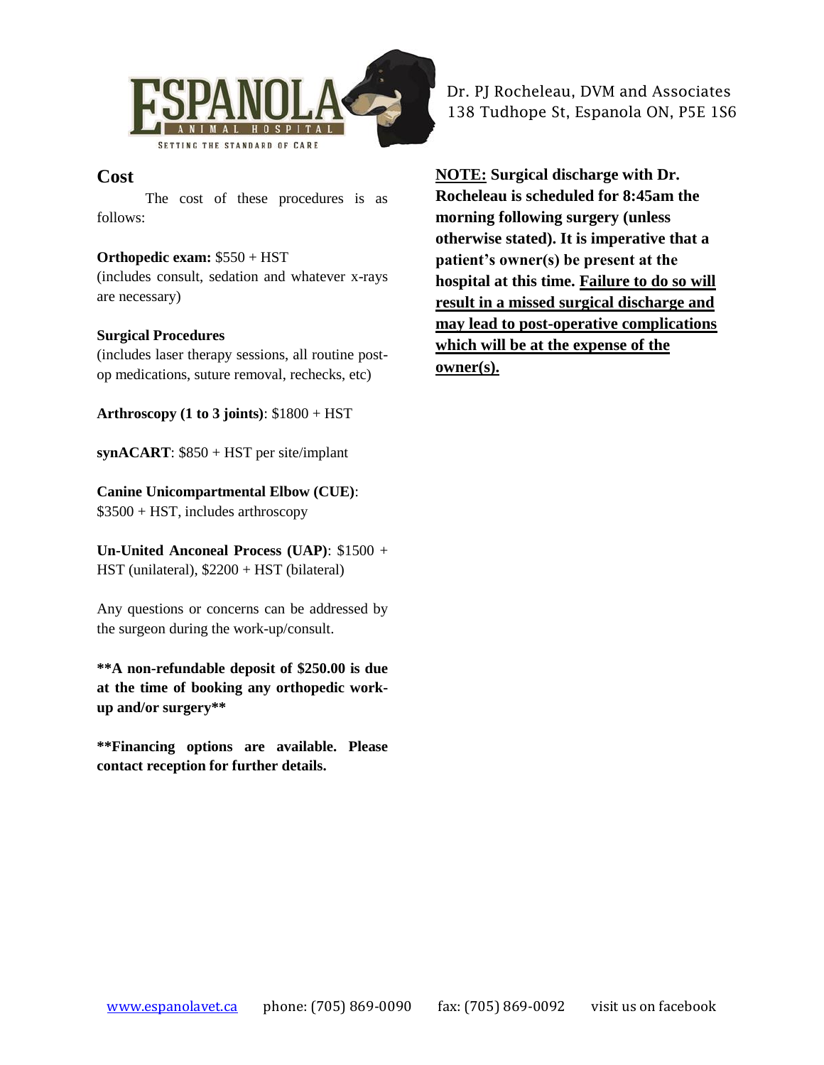## Cost

The cost of these procedures is as follows:

**Orthopedic exam:** $550 + HST
(includes consult, sedation and whatever x-rays are necessary)

**Surgical Procedures**
(includes laser therapy sessions, all routine post-op medications, suture removal, rechecks, etc)

**Arthroscopy (1 to 3 joints)**: $1800 + HST

**synACART**: $850 + HST per site/implant

**Canine Unicompartmental Elbow (CUE)**: $3500 + HST, includes arthroscopy

**Un-United Anconeal Process (UAP)**: $1500 + HST (unilateral), $2200 + HST (bilateral)

Any questions or concerns can be addressed by the surgeon during the work-up/consult.

****A non-refundable deposit of $250.00 is due at the time of booking any orthopedic work-up and/or surgery****

****Financing options are available. Please contact reception for further details.**

**NOTE: Surgical discharge with Dr. Rocheleau is scheduled for 8:45am the morning following surgery (unless otherwise stated). It is imperative that a patient's owner(s) be present at the hospital at this time. Failure to do so will result in a missed surgical discharge and may lead to post-operative complications which will be at the expense of the owner(s).**